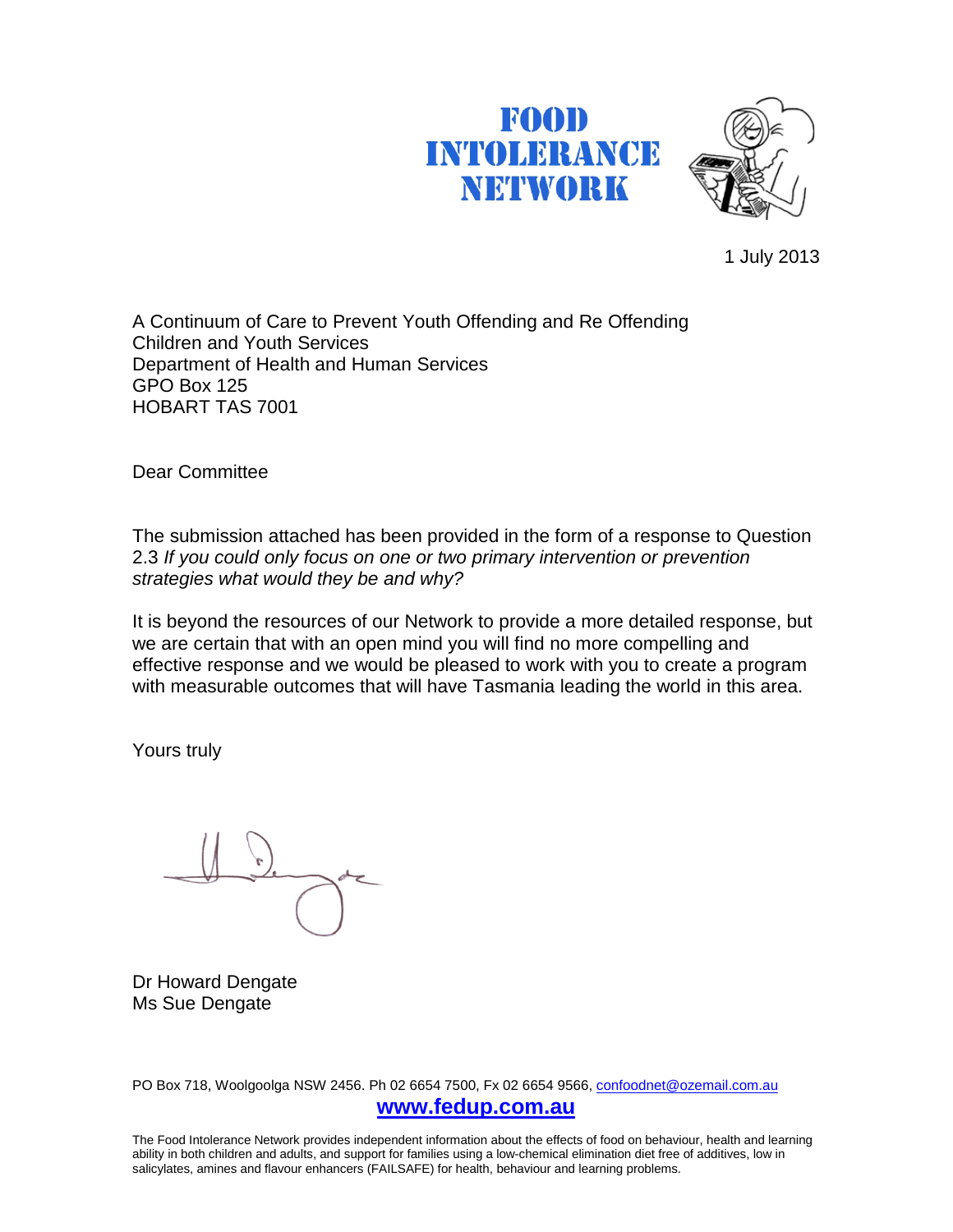# FOOD INTOLERANCE NETWORK

1 July 2013

A Continuum of Care to Prevent Youth Offending and Re Offending
Children and Youth Services
Department of Health and Human Services
GPO Box 125
HOBART TAS 7001

Dear Committee

The submission attached has been provided in the form of a response to Question 2.3 *If you could only focus on one or two primary intervention or prevention strategies what would they be and why?*

It is beyond the resources of our Network to provide a more detailed response, but we are certain that with an open mind you will find no more compelling and effective response and we would be pleased to work with you to create a program with measurable outcomes that will have Tasmania leading the world in this area.

Yours truly

Dr Howard Dengate
Ms Sue Dengate

PO Box 718, Woolgoolga NSW 2456. Ph 02 6654 7500, Fx 02 6654 9566, confoodnet@ozemail.com.au

**www.fedup.com.au**

The Food Intolerance Network provides independent information about the effects of food on behaviour, health and learning ability in both children and adults, and support for families using a low-chemical elimination diet free of additives, low in salicylates, amines and flavour enhancers (FAILSAFE) for health, behaviour and learning problems.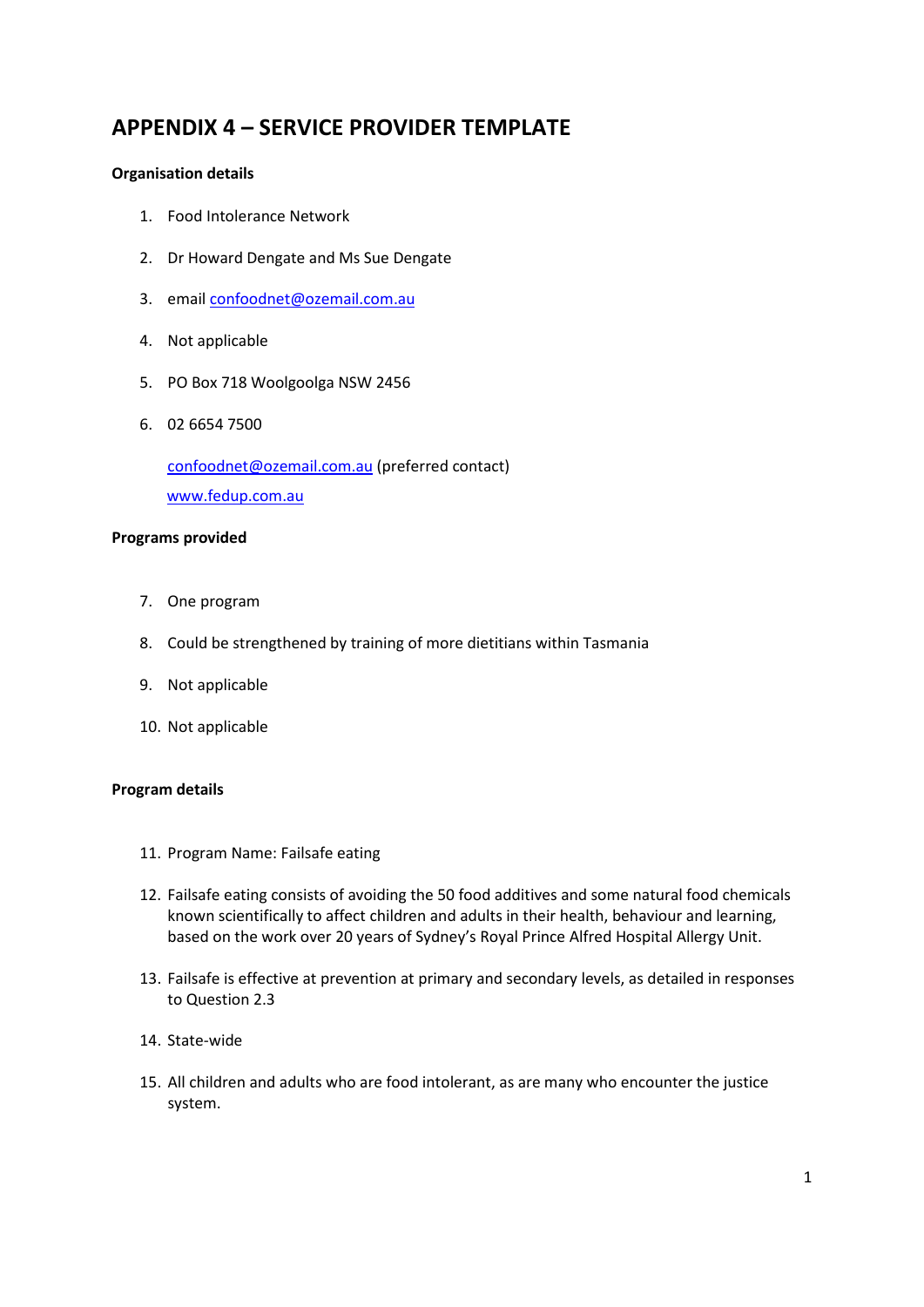# APPENDIX 4 – SERVICE PROVIDER TEMPLATE

**Organisation details**

1. Food Intolerance Network
2. Dr Howard Dengate and Ms Sue Dengate
3. email confoodnet@ozemail.com.au
4. Not applicable
5. PO Box 718 Woolgoolga NSW 2456
6. 02 6654 7500

   confoodnet@ozemail.com.au (preferred contact)

   www.fedup.com.au

**Programs provided**

7. One program
8. Could be strengthened by training of more dietitians within Tasmania
9. Not applicable
10. Not applicable

**Program details**

11. Program Name: Failsafe eating
12. Failsafe eating consists of avoiding the 50 food additives and some natural food chemicals known scientifically to affect children and adults in their health, behaviour and learning, based on the work over 20 years of Sydney's Royal Prince Alfred Hospital Allergy Unit.
13. Failsafe is effective at prevention at primary and secondary levels, as detailed in responses to Question 2.3
14. State-wide
15. All children and adults who are food intolerant, as are many who encounter the justice system.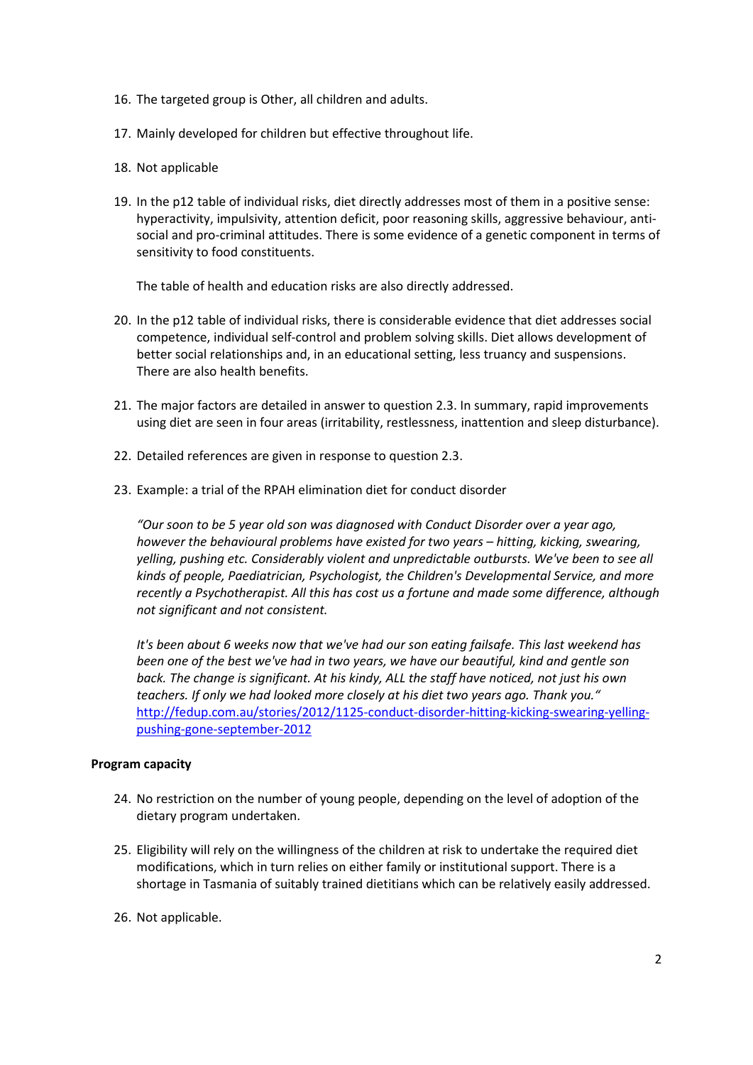16. The targeted group is Other, all children and adults.

17. Mainly developed for children but effective throughout life.

18. Not applicable

19. In the p12 table of individual risks, diet directly addresses most of them in a positive sense: hyperactivity, impulsivity, attention deficit, poor reasoning skills, aggressive behaviour, anti-social and pro-criminal attitudes. There is some evidence of a genetic component in terms of sensitivity to food constituents.

    The table of health and education risks are also directly addressed.

20. In the p12 table of individual risks, there is considerable evidence that diet addresses social competence, individual self-control and problem solving skills. Diet allows development of better social relationships and, in an educational setting, less truancy and suspensions. There are also health benefits.

21. The major factors are detailed in answer to question 2.3. In summary, rapid improvements using diet are seen in four areas (irritability, restlessness, inattention and sleep disturbance).

22. Detailed references are given in response to question 2.3.

23. Example: a trial of the RPAH elimination diet for conduct disorder

    *"Our soon to be 5 year old son was diagnosed with Conduct Disorder over a year ago, however the behavioural problems have existed for two years – hitting, kicking, swearing, yelling, pushing etc. Considerably violent and unpredictable outbursts. We've been to see all kinds of people, Paediatrician, Psychologist, the Children's Developmental Service, and more recently a Psychotherapist. All this has cost us a fortune and made some difference, although not significant and not consistent.*

    *It's been about 6 weeks now that we've had our son eating failsafe. This last weekend has been one of the best we've had in two years, we have our beautiful, kind and gentle son back. The change is significant. At his kindy, ALL the staff have noticed, not just his own teachers. If only we had looked more closely at his diet two years ago. Thank you."*
    http://fedup.com.au/stories/2012/1125-conduct-disorder-hitting-kicking-swearing-yelling-pushing-gone-september-2012

**Program capacity**

24. No restriction on the number of young people, depending on the level of adoption of the dietary program undertaken.

25. Eligibility will rely on the willingness of the children at risk to undertake the required diet modifications, which in turn relies on either family or institutional support. There is a shortage in Tasmania of suitably trained dietitians which can be relatively easily addressed.

26. Not applicable.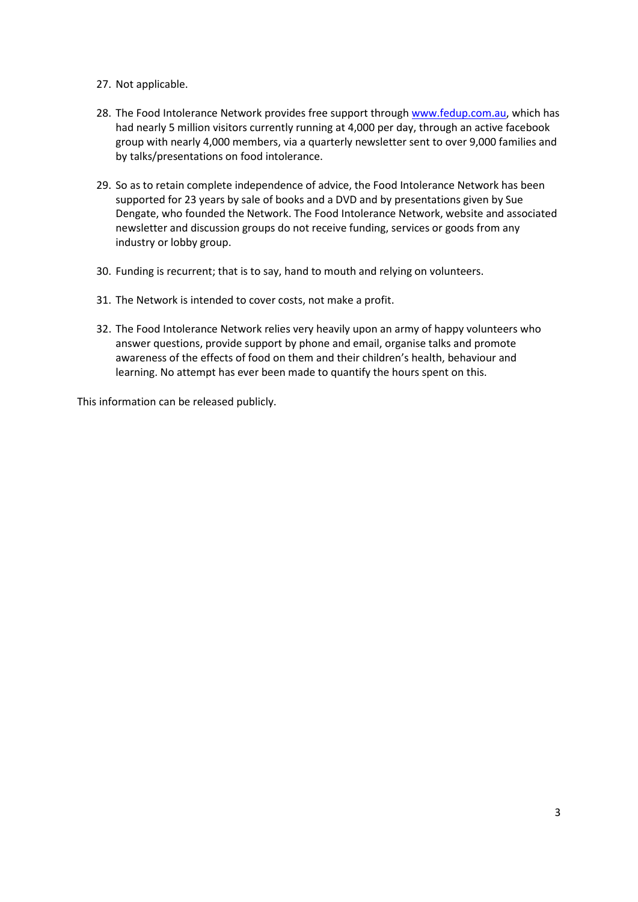27. Not applicable.
28. The Food Intolerance Network provides free support through www.fedup.com.au, which has had nearly 5 million visitors currently running at 4,000 per day, through an active facebook group with nearly 4,000 members, via a quarterly newsletter sent to over 9,000 families and by talks/presentations on food intolerance.
29. So as to retain complete independence of advice, the Food Intolerance Network has been supported for 23 years by sale of books and a DVD and by presentations given by Sue Dengate, who founded the Network. The Food Intolerance Network, website and associated newsletter and discussion groups do not receive funding, services or goods from any industry or lobby group.
30. Funding is recurrent; that is to say, hand to mouth and relying on volunteers.
31. The Network is intended to cover costs, not make a profit.
32. The Food Intolerance Network relies very heavily upon an army of happy volunteers who answer questions, provide support by phone and email, organise talks and promote awareness of the effects of food on them and their children's health, behaviour and learning. No attempt has ever been made to quantify the hours spent on this.

This information can be released publicly.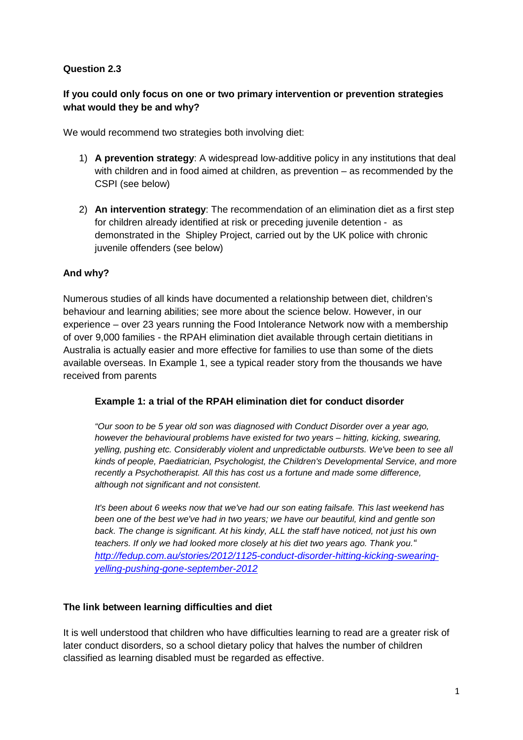**Question 2.3**

**If you could only focus on one or two primary intervention or prevention strategies what would they be and why?**

We would recommend two strategies both involving diet:

1) **A prevention strategy**: A widespread low-additive policy in any institutions that deal with children and in food aimed at children, as prevention – as recommended by the CSPI (see below)

2) **An intervention strategy**: The recommendation of an elimination diet as a first step for children already identified at risk or preceding juvenile detention - as demonstrated in the Shipley Project, carried out by the UK police with chronic juvenile offenders (see below)

**And why?**

Numerous studies of all kinds have documented a relationship between diet, children's behaviour and learning abilities; see more about the science below. However, in our experience – over 23 years running the Food Intolerance Network now with a membership of over 9,000 families - the RPAH elimination diet available through certain dietitians in Australia is actually easier and more effective for families to use than some of the diets available overseas. In Example 1, see a typical reader story from the thousands we have received from parents

**Example 1: a trial of the RPAH elimination diet for conduct disorder**

*"Our soon to be 5 year old son was diagnosed with Conduct Disorder over a year ago, however the behavioural problems have existed for two years – hitting, kicking, swearing, yelling, pushing etc. Considerably violent and unpredictable outbursts. We've been to see all kinds of people, Paediatrician, Psychologist, the Children's Developmental Service, and more recently a Psychotherapist. All this has cost us a fortune and made some difference, although not significant and not consistent.*

*It's been about 6 weeks now that we've had our son eating failsafe. This last weekend has been one of the best we've had in two years; we have our beautiful, kind and gentle son back. The change is significant. At his kindy, ALL the staff have noticed, not just his own teachers. If only we had looked more closely at his diet two years ago. Thank you."*
[http://fedup.com.au/stories/2012/1125-conduct-disorder-hitting-kicking-swearing-yelling-pushing-gone-september-2012](http://fedup.com.au/stories/2012/1125-conduct-disorder-hitting-kicking-swearing-yelling-pushing-gone-september-2012)

**The link between learning difficulties and diet**

It is well understood that children who have difficulties learning to read are a greater risk of later conduct disorders, so a school dietary policy that halves the number of children classified as learning disabled must be regarded as effective.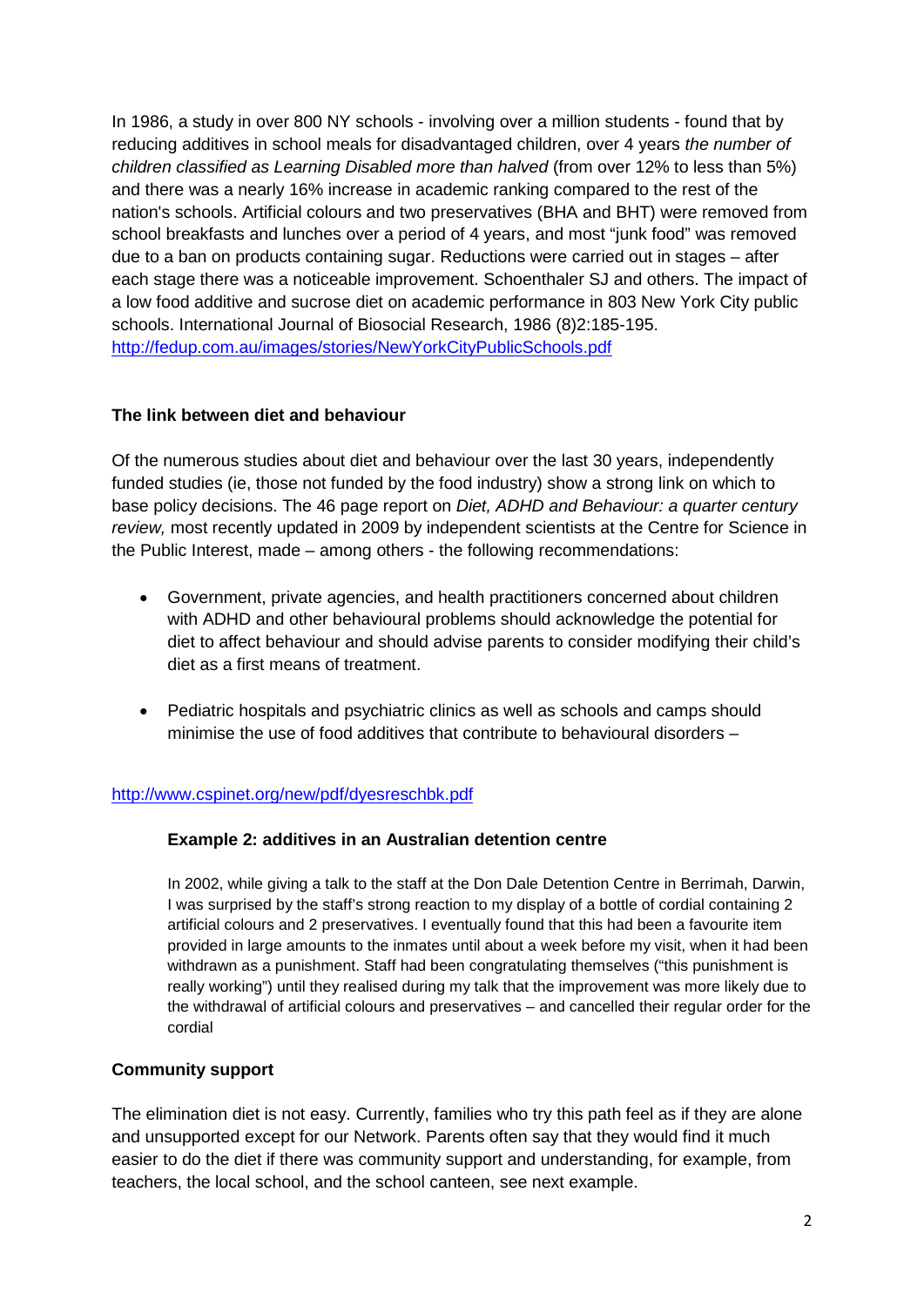In 1986, a study in over 800 NY schools - involving over a million students - found that by reducing additives in school meals for disadvantaged children, over 4 years *the number of children classified as Learning Disabled more than halved* (from over 12% to less than 5%) and there was a nearly 16% increase in academic ranking compared to the rest of the nation's schools. Artificial colours and two preservatives (BHA and BHT) were removed from school breakfasts and lunches over a period of 4 years, and most "junk food" was removed due to a ban on products containing sugar. Reductions were carried out in stages – after each stage there was a noticeable improvement. Schoenthaler SJ and others. The impact of a low food additive and sucrose diet on academic performance in 803 New York City public schools. International Journal of Biosocial Research, 1986 (8)2:185-195. http://fedup.com.au/images/stories/NewYorkCityPublicSchools.pdf

**The link between diet and behaviour**

Of the numerous studies about diet and behaviour over the last 30 years, independently funded studies (ie, those not funded by the food industry) show a strong link on which to base policy decisions. The 46 page report on *Diet, ADHD and Behaviour: a quarter century review,* most recently updated in 2009 by independent scientists at the Centre for Science in the Public Interest, made – among others - the following recommendations:

- Government, private agencies, and health practitioners concerned about children with ADHD and other behavioural problems should acknowledge the potential for diet to affect behaviour and should advise parents to consider modifying their child's diet as a first means of treatment.
- Pediatric hospitals and psychiatric clinics as well as schools and camps should minimise the use of food additives that contribute to behavioural disorders –

http://www.cspinet.org/new/pdf/dyesreschbk.pdf

**Example 2: additives in an Australian detention centre**

In 2002, while giving a talk to the staff at the Don Dale Detention Centre in Berrimah, Darwin, I was surprised by the staff's strong reaction to my display of a bottle of cordial containing 2 artificial colours and 2 preservatives. I eventually found that this had been a favourite item provided in large amounts to the inmates until about a week before my visit, when it had been withdrawn as a punishment. Staff had been congratulating themselves ("this punishment is really working") until they realised during my talk that the improvement was more likely due to the withdrawal of artificial colours and preservatives – and cancelled their regular order for the cordial

**Community support**

The elimination diet is not easy. Currently, families who try this path feel as if they are alone and unsupported except for our Network. Parents often say that they would find it much easier to do the diet if there was community support and understanding, for example, from teachers, the local school, and the school canteen, see next example.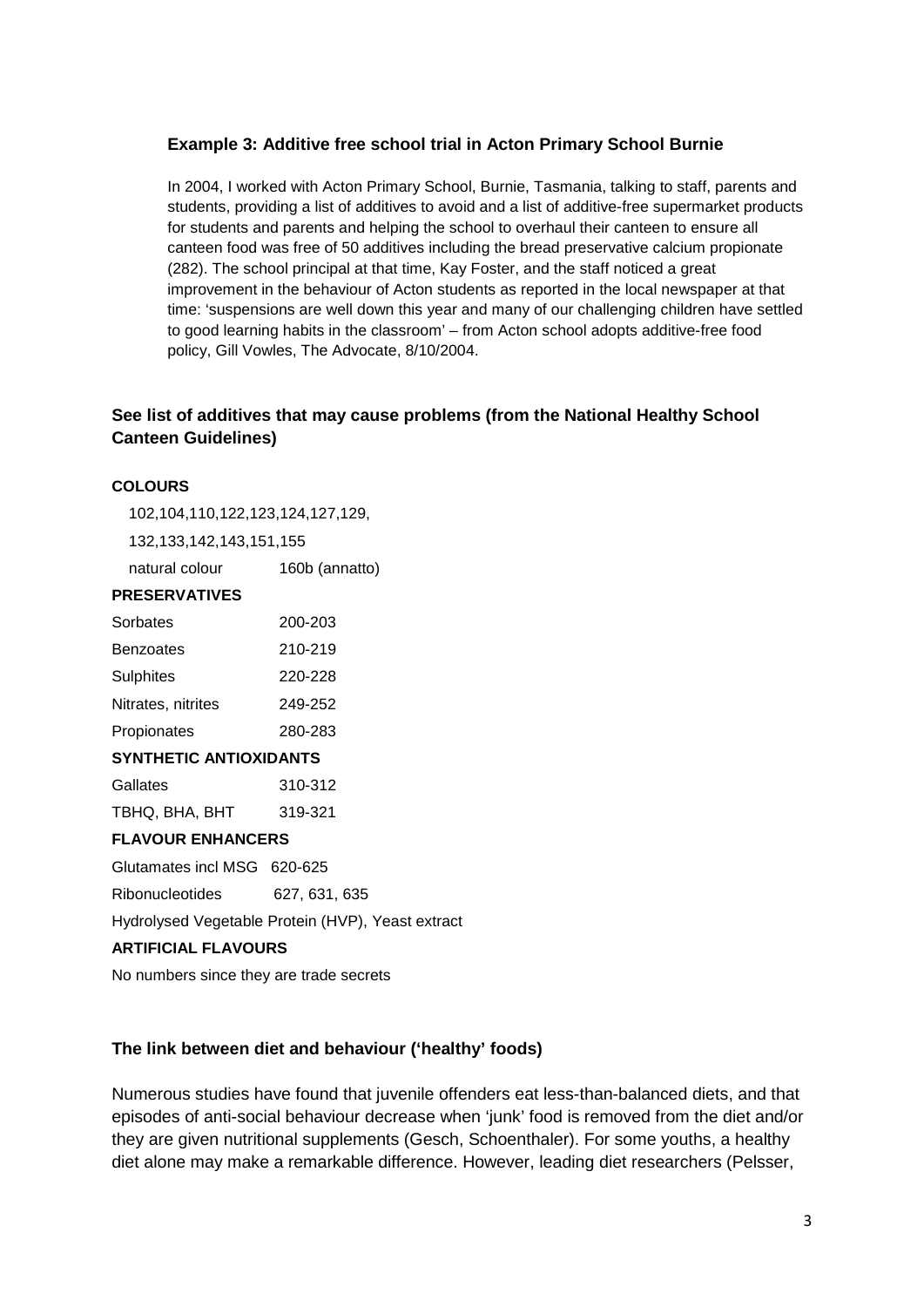### Example 3: Additive free school trial in Acton Primary School Burnie

> In 2004, I worked with Acton Primary School, Burnie, Tasmania, talking to staff, parents and students, providing a list of additives to avoid and a list of additive-free supermarket products for students and parents and helping the school to overhaul their canteen to ensure all canteen food was free of 50 additives including the bread preservative calcium propionate (282). The school principal at that time, Kay Foster, and the staff noticed a great improvement in the behaviour of Acton students as reported in the local newspaper at that time: 'suspensions are well down this year and many of our challenging children have settled to good learning habits in the classroom' – from Acton school adopts additive-free food policy, Gill Vowles, The Advocate, 8/10/2004.

## See list of additives that may cause problems (from the National Healthy School Canteen Guidelines)

**COLOURS**

102,104,110,122,123,124,127,129,

132,133,142,143,151,155

| natural colour | 160b (annatto) |
|---|---|

**PRESERVATIVES**

| Sorbates | 200-203 |
|---|---|
| Benzoates | 210-219 |
| Sulphites | 220-228 |
| Nitrates, nitrites | 249-252 |
| Propionates | 280-283 |

**SYNTHETIC ANTIOXIDANTS**

| Gallates | 310-312 |
|---|---|
| TBHQ, BHA, BHT | 319-321 |

**FLAVOUR ENHANCERS**

| Glutamates incl MSG | 620-625 |
|---|---|
| Ribonucleotides | 627, 631, 635 |

Hydrolysed Vegetable Protein (HVP), Yeast extract

**ARTIFICIAL FLAVOURS**

No numbers since they are trade secrets

## The link between diet and behaviour ('healthy' foods)

Numerous studies have found that juvenile offenders eat less-than-balanced diets, and that episodes of anti-social behaviour decrease when 'junk' food is removed from the diet and/or they are given nutritional supplements (Gesch, Schoenthaler). For some youths, a healthy diet alone may make a remarkable difference. However, leading diet researchers (Pelsser,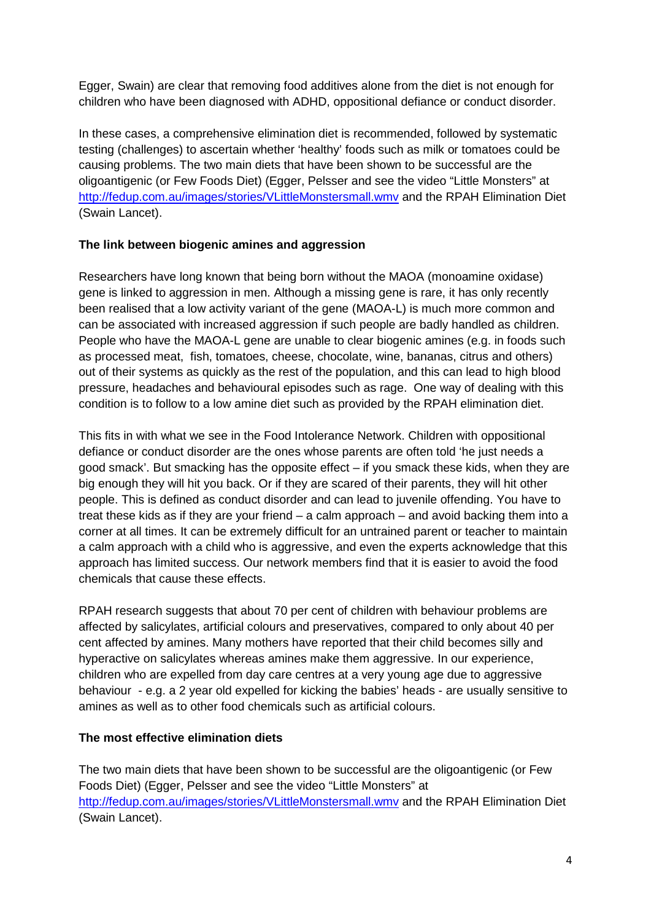Egger, Swain) are clear that removing food additives alone from the diet is not enough for children who have been diagnosed with ADHD, oppositional defiance or conduct disorder.

In these cases, a comprehensive elimination diet is recommended, followed by systematic testing (challenges) to ascertain whether 'healthy' foods such as milk or tomatoes could be causing problems. The two main diets that have been shown to be successful are the oligoantigenic (or Few Foods Diet) (Egger, Pelsser and see the video "Little Monsters" at [http://fedup.com.au/images/stories/VLittleMonstersmall.wmv](http://fedup.com.au/images/stories/VLittleMonstersmall.wmv) and the RPAH Elimination Diet (Swain Lancet).

**The link between biogenic amines and aggression**

Researchers have long known that being born without the MAOA (monoamine oxidase) gene is linked to aggression in men. Although a missing gene is rare, it has only recently been realised that a low activity variant of the gene (MAOA-L) is much more common and can be associated with increased aggression if such people are badly handled as children. People who have the MAOA-L gene are unable to clear biogenic amines (e.g. in foods such as processed meat, fish, tomatoes, cheese, chocolate, wine, bananas, citrus and others) out of their systems as quickly as the rest of the population, and this can lead to high blood pressure, headaches and behavioural episodes such as rage. One way of dealing with this condition is to follow to a low amine diet such as provided by the RPAH elimination diet.

This fits in with what we see in the Food Intolerance Network. Children with oppositional defiance or conduct disorder are the ones whose parents are often told 'he just needs a good smack'. But smacking has the opposite effect – if you smack these kids, when they are big enough they will hit you back. Or if they are scared of their parents, they will hit other people. This is defined as conduct disorder and can lead to juvenile offending. You have to treat these kids as if they are your friend – a calm approach – and avoid backing them into a corner at all times. It can be extremely difficult for an untrained parent or teacher to maintain a calm approach with a child who is aggressive, and even the experts acknowledge that this approach has limited success. Our network members find that it is easier to avoid the food chemicals that cause these effects.

RPAH research suggests that about 70 per cent of children with behaviour problems are affected by salicylates, artificial colours and preservatives, compared to only about 40 per cent affected by amines. Many mothers have reported that their child becomes silly and hyperactive on salicylates whereas amines make them aggressive. In our experience, children who are expelled from day care centres at a very young age due to aggressive behaviour - e.g. a 2 year old expelled for kicking the babies' heads - are usually sensitive to amines as well as to other food chemicals such as artificial colours.

**The most effective elimination diets**

The two main diets that have been shown to be successful are the oligoantigenic (or Few Foods Diet) (Egger, Pelsser and see the video "Little Monsters" at [http://fedup.com.au/images/stories/VLittleMonstersmall.wmv](http://fedup.com.au/images/stories/VLittleMonstersmall.wmv) and the RPAH Elimination Diet (Swain Lancet).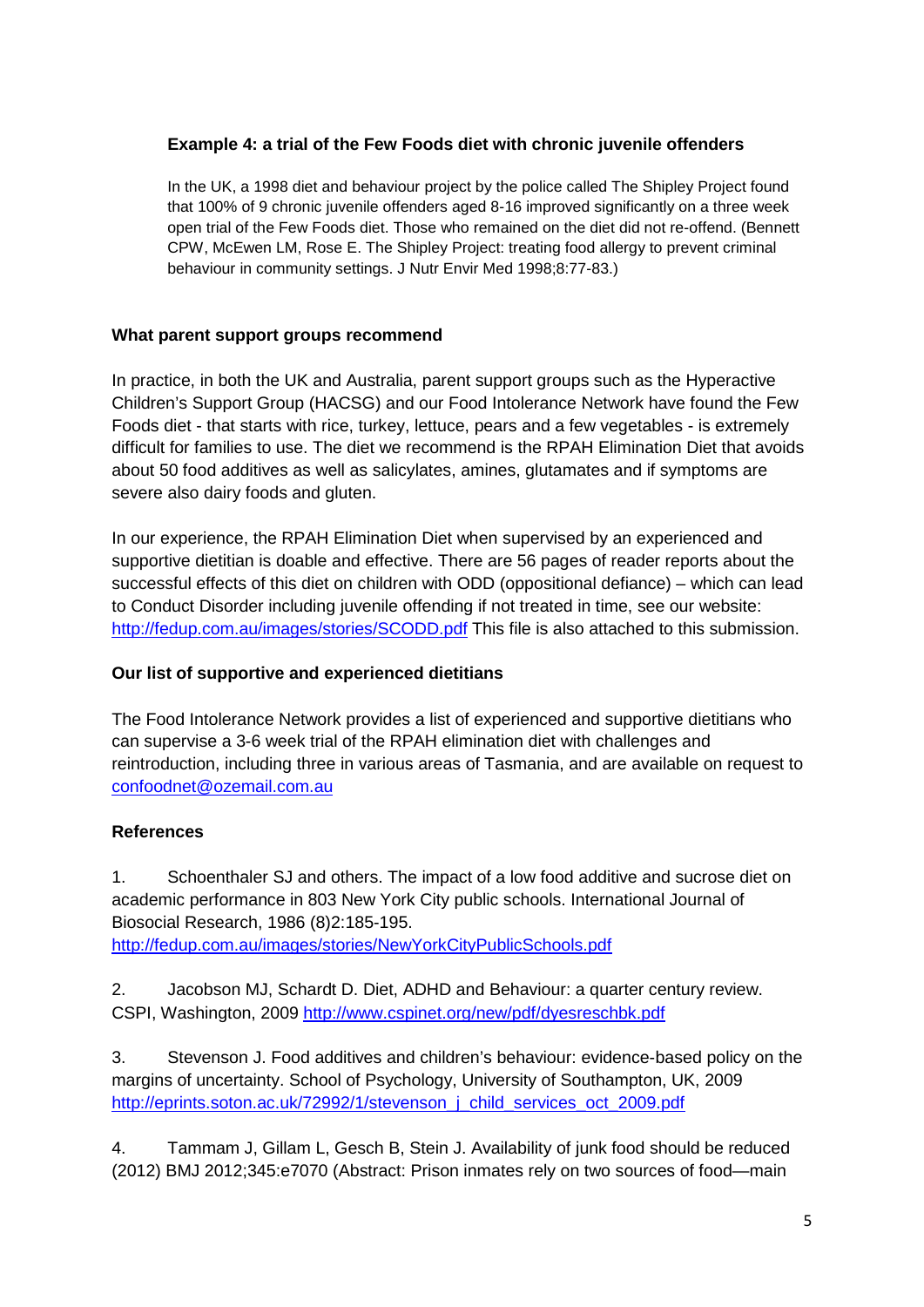### Example 4: a trial of the Few Foods diet with chronic juvenile offenders

In the UK, a 1998 diet and behaviour project by the police called The Shipley Project found that 100% of 9 chronic juvenile offenders aged 8-16 improved significantly on a three week open trial of the Few Foods diet. Those who remained on the diet did not re-offend. (Bennett CPW, McEwen LM, Rose E. The Shipley Project: treating food allergy to prevent criminal behaviour in community settings. J Nutr Envir Med 1998;8:77-83.)

### What parent support groups recommend

In practice, in both the UK and Australia, parent support groups such as the Hyperactive Children's Support Group (HACSG) and our Food Intolerance Network have found the Few Foods diet - that starts with rice, turkey, lettuce, pears and a few vegetables - is extremely difficult for families to use. The diet we recommend is the RPAH Elimination Diet that avoids about 50 food additives as well as salicylates, amines, glutamates and if symptoms are severe also dairy foods and gluten.

In our experience, the RPAH Elimination Diet when supervised by an experienced and supportive dietitian is doable and effective. There are 56 pages of reader reports about the successful effects of this diet on children with ODD (oppositional defiance) – which can lead to Conduct Disorder including juvenile offending if not treated in time, see our website: http://fedup.com.au/images/stories/SCODD.pdf This file is also attached to this submission.

### Our list of supportive and experienced dietitians

The Food Intolerance Network provides a list of experienced and supportive dietitians who can supervise a 3-6 week trial of the RPAH elimination diet with challenges and reintroduction, including three in various areas of Tasmania, and are available on request to confoodnet@ozemail.com.au

### References

1. Schoenthaler SJ and others. The impact of a low food additive and sucrose diet on academic performance in 803 New York City public schools. International Journal of Biosocial Research, 1986 (8)2:185-195. http://fedup.com.au/images/stories/NewYorkCityPublicSchools.pdf

2. Jacobson MJ, Schardt D. Diet, ADHD and Behaviour: a quarter century review. CSPI, Washington, 2009 http://www.cspinet.org/new/pdf/dyesreschbk.pdf

3. Stevenson J. Food additives and children's behaviour: evidence-based policy on the margins of uncertainty. School of Psychology, University of Southampton, UK, 2009 http://eprints.soton.ac.uk/72992/1/stevenson_j_child_services_oct_2009.pdf

4. Tammam J, Gillam L, Gesch B, Stein J. Availability of junk food should be reduced (2012) BMJ 2012;345:e7070 (Abstract: Prison inmates rely on two sources of food—main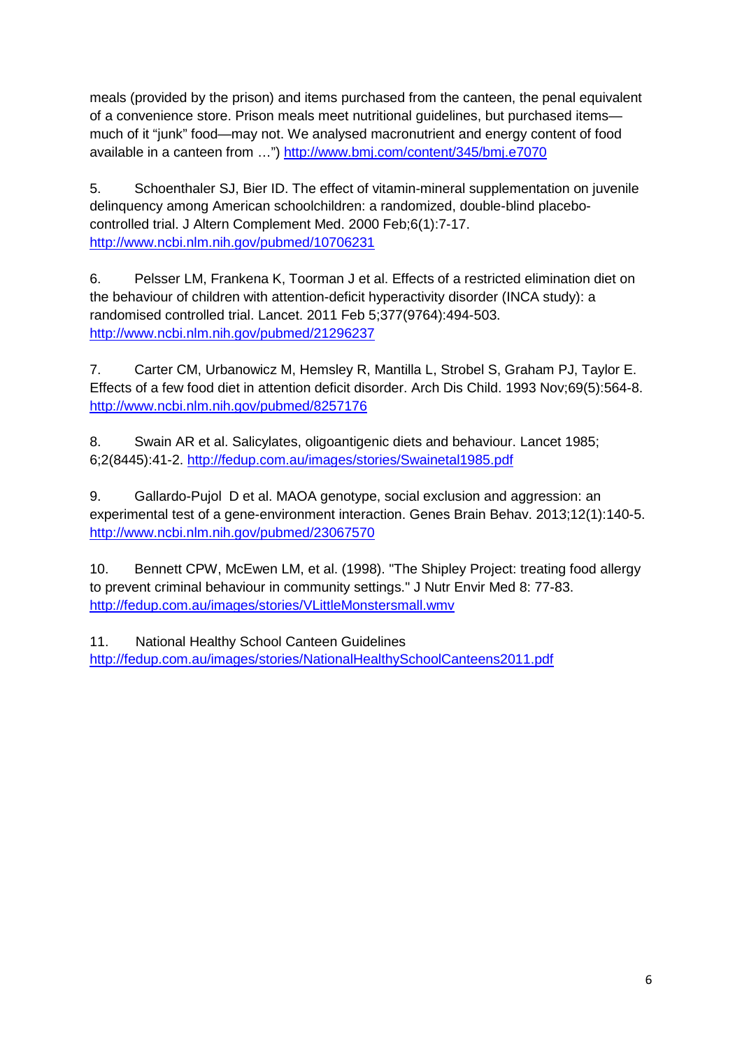meals (provided by the prison) and items purchased from the canteen, the penal equivalent of a convenience store. Prison meals meet nutritional guidelines, but purchased items—much of it "junk" food—may not. We analysed macronutrient and energy content of food available in a canteen from …") http://www.bmj.com/content/345/bmj.e7070

5. Schoenthaler SJ, Bier ID. The effect of vitamin-mineral supplementation on juvenile delinquency among American schoolchildren: a randomized, double-blind placebo-controlled trial. J Altern Complement Med. 2000 Feb;6(1):7-17. http://www.ncbi.nlm.nih.gov/pubmed/10706231

6. Pelsser LM, Frankena K, Toorman J et al. Effects of a restricted elimination diet on the behaviour of children with attention-deficit hyperactivity disorder (INCA study): a randomised controlled trial. Lancet. 2011 Feb 5;377(9764):494-503. http://www.ncbi.nlm.nih.gov/pubmed/21296237

7. Carter CM, Urbanowicz M, Hemsley R, Mantilla L, Strobel S, Graham PJ, Taylor E. Effects of a few food diet in attention deficit disorder. Arch Dis Child. 1993 Nov;69(5):564-8. http://www.ncbi.nlm.nih.gov/pubmed/8257176

8. Swain AR et al. Salicylates, oligoantigenic diets and behaviour. Lancet 1985; 6;2(8445):41-2. http://fedup.com.au/images/stories/Swainetal1985.pdf

9. Gallardo-Pujol D et al. MAOA genotype, social exclusion and aggression: an experimental test of a gene-environment interaction. Genes Brain Behav. 2013;12(1):140-5. http://www.ncbi.nlm.nih.gov/pubmed/23067570

10. Bennett CPW, McEwen LM, et al. (1998). "The Shipley Project: treating food allergy to prevent criminal behaviour in community settings." J Nutr Envir Med 8: 77-83. http://fedup.com.au/images/stories/VLittleMonstersmall.wmv

11. National Healthy School Canteen Guidelines http://fedup.com.au/images/stories/NationalHealthySchoolCanteens2011.pdf